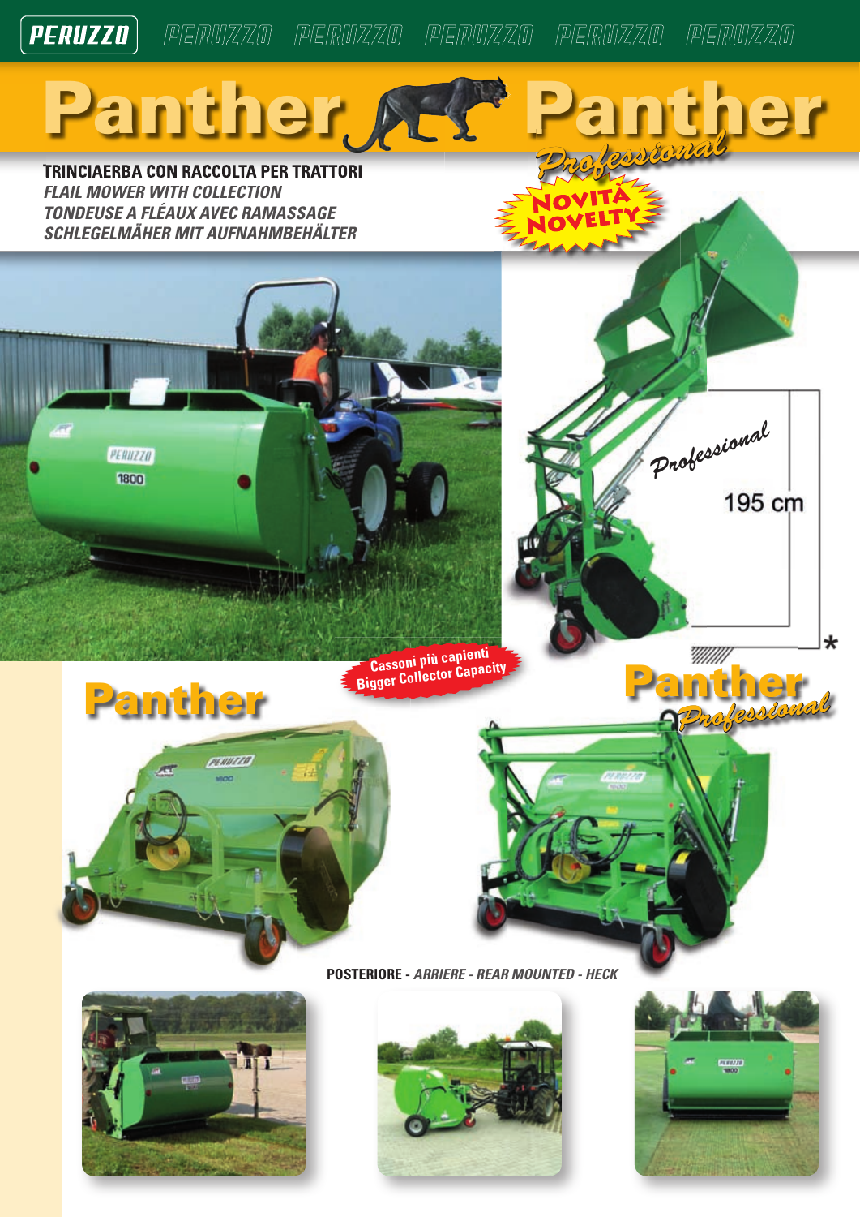# Panther — Panther *Professional*

**TRINCIAERBA CON RACCOLTA PER TRATTORI**
*FLAIL MOWER WITH COLLECTION*
*TONDEUSE A FLÉAUX AVEC RAMASSAGE*
*SCHLEGELMÄHER MIT AUFNAHMBEHÄLTER*

**NOVITÀ**
**NOVELTY**

*Professional*

195 cm

\*

**Cassoni più capienti**
**Bigger Collector Capacity**

## Panther

## Panther *Professional*

**POSTERIORE** - *ARRIERE - REAR MOUNTED - HECK*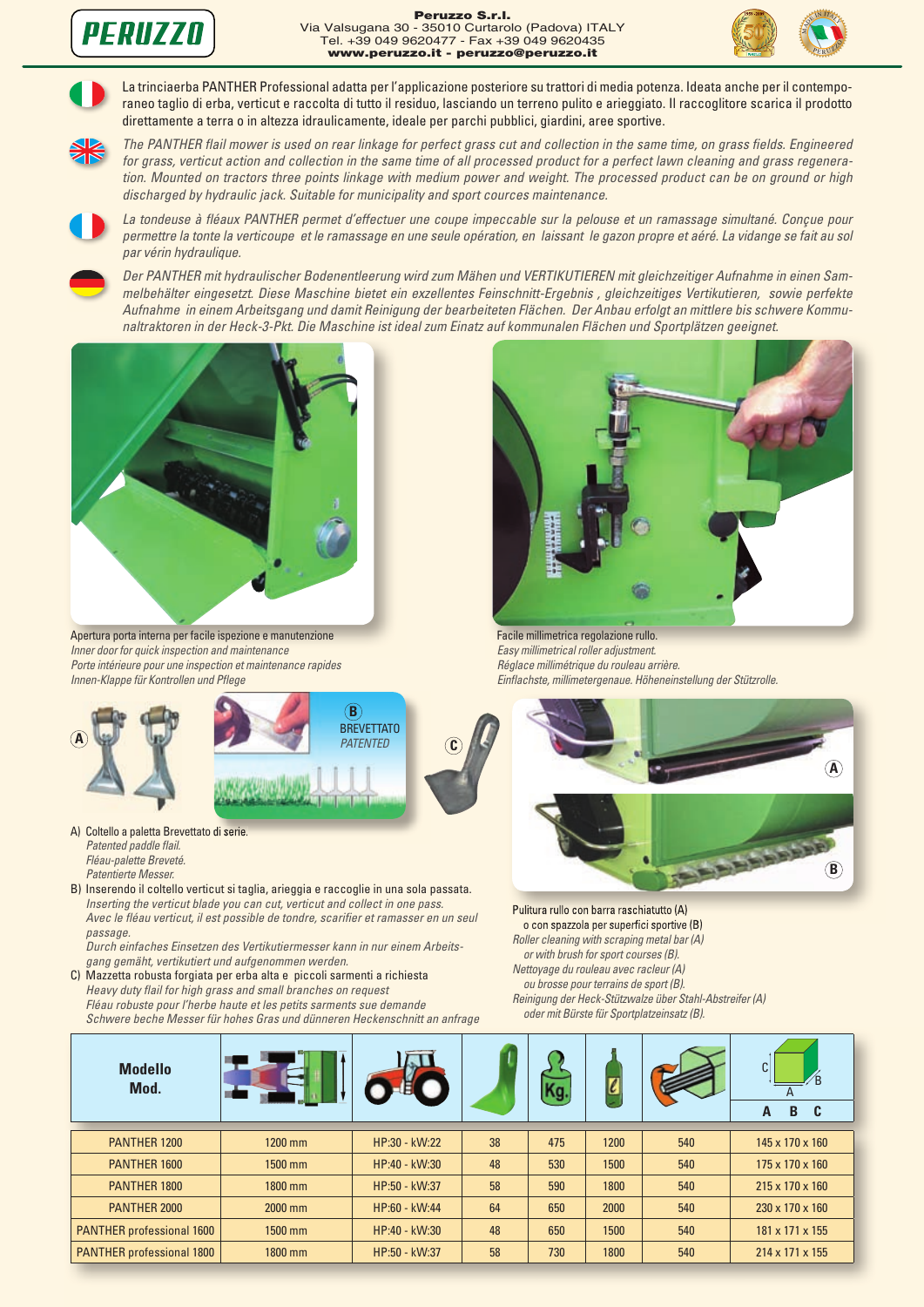**Peruzzo S.r.l.**
Via Valsugana 30 - 35010 Curtarolo (Padova) ITALY
Tel. +39 049 9620477 - Fax +39 049 9620435
**www.peruzzo.it - peruzzo@peruzzo.it**

La trinciaerba PANTHER Professional adatta per l'applicazione posteriore su trattori di media potenza. Ideata anche per il contemporaneo taglio di erba, verticut e raccolta di tutto il residuo, lasciando un terreno pulito e arieggiato. Il raccoglitore scarica il prodotto direttamente a terra o in altezza idraulicamente, ideale per parchi pubblici, giardini, aree sportive.

*The PANTHER flail mower is used on rear linkage for perfect grass cut and collection in the same time, on grass fields. Engineered for grass, verticut action and collection in the same time of all processed product for a perfect lawn cleaning and grass regeneration. Mounted on tractors three points linkage with medium power and weight. The processed product can be on ground or high discharged by hydraulic jack. Suitable for municipality and sport cources maintenance.*

*La tondeuse à fléaux PANTHER permet d'effectuer une coupe impeccable sur la pelouse et un ramassage simultané. Conçue pour permettre la tonte la verticoupe et le ramassage en une seule opération, en laissant le gazon propre et aéré. La vidange se fait au sol par vérin hydraulique.*

*Der PANTHER mit hydraulischer Bodenentleerung wird zum Mähen und VERTIKUTIEREN mit gleichzeitiger Aufnahme in einen Sammelbehälter eingesetzt. Diese Maschine bietet ein exzellentes Feinschnitt-Ergebnis , gleichzeitiges Vertikutieren, sowie perfekte Aufnahme in einem Arbeitsgang und damit Reinigung der bearbeiteten Flächen. Der Anbau erfolgt an mittlere bis schwere Kommunaltraktoren in der Heck-3-Pkt. Die Maschine ist ideal zum Einatz auf kommunalen Flächen und Sportplätzen geeignet.*

Apertura porta interna per facile ispezione e manutenzione
*Inner door for quick inspection and maintenance*
*Porte intérieure pour une inspection et maintenance rapides*
*Innen-Klappe für Kontrollen und Pflege*

Facile millimetrica regolazione rullo.
*Easy millimetrical roller adjustment.*
*Réglace millimétrique du rouleau arrière.*
*Einflachste, millimetergenaue. Höheneinstellung der Stützrolle.*

A

B
BREVETTATO
*PATENTED*

C

A) Coltello a paletta Brevettato di serie.
*Patented paddle flail.*
*Fléau-palette Breveté.*
*Patentierte Messer.*

B) Inserendo il coltello verticut si taglia, arieggia e raccoglie in una sola passata.
*Inserting the verticut blade you can cut, verticut and collect in one pass.*
*Avec le fléau verticut, il est possible de tondre, scarifier et ramasser en un seul passage.*
*Durch einfaches Einsetzen des Vertikutiermesser kann in nur einem Arbeitsgang gemäht, vertikutiert und aufgenommen werden.*

C) Mazzetta robusta forgiata per erba alta e piccoli sarmenti a richiesta
*Heavy duty flail for high grass and small branches on request*
*Fléau robuste pour l'herbe haute et les petits sarments sue demande*
*Schwere beche Messer für hohes Gras und dünneren Heckenschnitt an anfrage*

Pulitura rullo con barra raschiatutto (A)
o con spazzola per superfici sportive (B)
*Roller cleaning with scraping metal bar (A)*
*or with brush for sport courses (B).*
*Nettoyage du rouleau avec racleur (A)*
*ou brosse pour terrains de sport (B).*
*Reinigung der Heck-Stützwalze über Stahl-Abstreifer (A)*
*oder mit Bürste für Sportplatzeinsatz (B).*

| Modello Mod. | | | | Kg. | | | A B C |
|---|---|---|---|---|---|---|---|
| PANTHER 1200 | 1200 mm | HP:30 - kW:22 | 38 | 475 | 1200 | 540 | 145 x 170 x 160 |
| PANTHER 1600 | 1500 mm | HP:40 - kW:30 | 48 | 530 | 1500 | 540 | 175 x 170 x 160 |
| PANTHER 1800 | 1800 mm | HP:50 - kW:37 | 58 | 590 | 1800 | 540 | 215 x 170 x 160 |
| PANTHER 2000 | 2000 mm | HP:60 - kW:44 | 64 | 650 | 2000 | 540 | 230 x 170 x 160 |
| PANTHER professional 1600 | 1500 mm | HP:40 - kW:30 | 48 | 650 | 1500 | 540 | 181 x 171 x 155 |
| PANTHER professional 1800 | 1800 mm | HP:50 - kW:37 | 58 | 730 | 1800 | 540 | 214 x 171 x 155 |